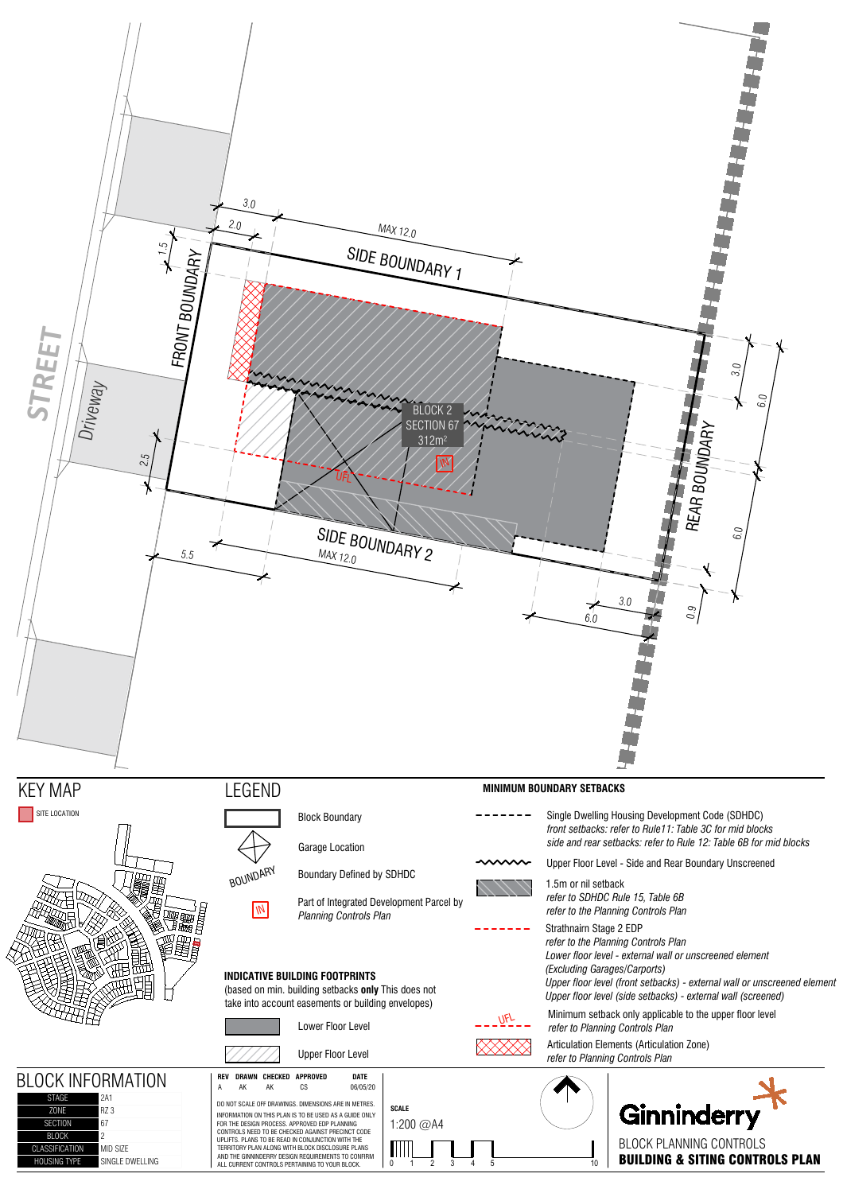STREET

Driveway

FRONT BOUNDARY

SIDE BOUNDARY 1

SIDE BOUNDARY 2

REAR BOUNDARY

BLOCK 2
SECTION 67
312m²

IN

UFL

3.0
2.0
MAX 12.0
1.5
2.5
5.5
MAX 12.0
3.0
6.0
6.0
3.0
6.0
0.9

## KEY MAP

SITE LOCATION

## LEGEND

- Block Boundary
- Garage Location
- BOUNDARY — Boundary Defined by SDHDC
- IN — Part of Integrated Development Parcel by *Planning Controls Plan*

**INDICATIVE BUILDING FOOTPRINTS**
(based on min. building setbacks **only** This does not take into account easements or building envelopes)

- Lower Floor Level
- Upper Floor Level

**MINIMUM BOUNDARY SETBACKS**

- Single Dwelling Housing Development Code (SDHDC)
  *front setbacks: refer to Rule11: Table 3C for mid blocks*
  *side and rear setbacks: refer to Rule 12: Table 6B for mid blocks*
- Upper Floor Level - Side and Rear Boundary Unscreened
- 1.5m or nil setback
  *refer to SDHDC Rule 15, Table 6B*
  *refer to the Planning Controls Plan*
- Strathnairn Stage 2 EDP
  *refer to the Planning Controls Plan*
  *Lower floor level - external wall or unscreened element (Excluding Garages/Carports)*
  *Upper floor level (front setbacks) - external wall or unscreened element*
  *Upper floor level (side setbacks) - external wall (screened)*
- UFL — Minimum setback only applicable to the upper floor level
  *refer to Planning Controls Plan*
- Articulation Elements (Articulation Zone)
  *refer to Planning Controls Plan*

## BLOCK INFORMATION

| | |
|---|---|
| STAGE | 2A1 |
| ZONE | RZ 3 |
| SECTION | 67 |
| BLOCK | 2 |
| CLASSIFICATION | MID SIZE |
| HOUSING TYPE | SINGLE DWELLING |

| REV | DRAWN | CHECKED | APPROVED | DATE |
|---|---|---|---|---|
| A | AK | AK | CS | 06/05/20 |

DO NOT SCALE OFF DRAWINGS. DIMENSIONS ARE IN METRES. INFORMATION ON THIS PLAN IS TO BE USED AS A GUIDE ONLY FOR THE DESIGN PROCESS. APPROVED EDP PLANNING CONTROLS NEED TO BE CHECKED AGAINST PRECINCT CODE UPLIFTS. PLANS TO BE READ IN CONJUNCTION WITH THE TERRITORY PLAN ALONG WITH BLOCK DISCLOSURE PLANS AND THE GINNINDERRY DESIGN REQUIREMENTS TO CONFIRM ALL CURRENT CONTROLS PERTAINING TO YOUR BLOCK.

**SCALE**
1:200 @A4

0 1 2 3 4 5 10

Ginninderry

BLOCK PLANNING CONTROLS
**BUILDING & SITING CONTROLS PLAN**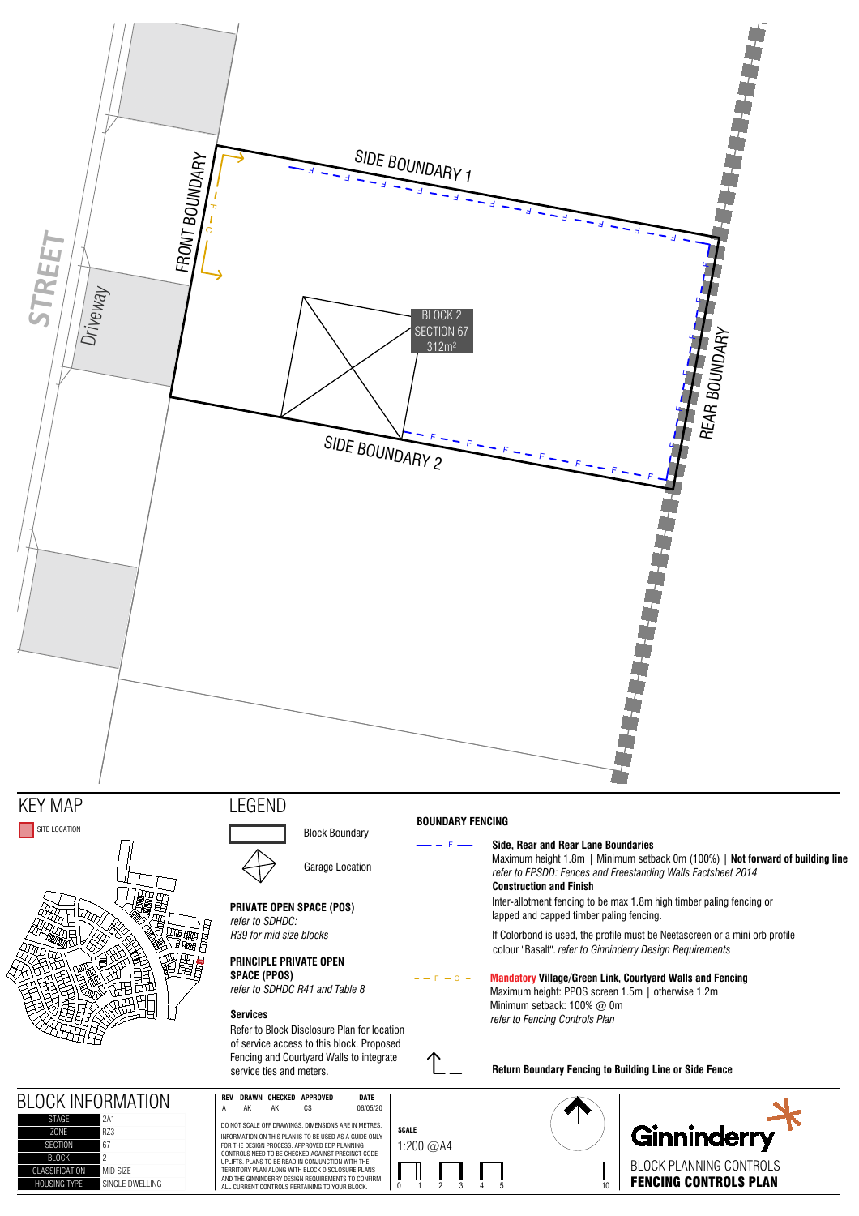STREET

Driveway

FRONT BOUNDARY

SIDE BOUNDARY 1

SIDE BOUNDARY 2

REAR BOUNDARY

BLOCK 2
SECTION 67
$312m^2$

## KEY MAP

SITE LOCATION

## LEGEND

Block Boundary

Garage Location

**PRIVATE OPEN SPACE (POS)**
*refer to SDHDC:*
*R39 for mid size blocks*

**PRINCIPLE PRIVATE OPEN SPACE (PPOS)**
*refer to SDHDC R41 and Table 8*

**Services**
Refer to Block Disclosure Plan for location of service access to this block. Proposed Fencing and Courtyard Walls to integrate service ties and meters.

**BOUNDARY FENCING**

**Side, Rear and Rear Lane Boundaries**
Maximum height 1.8m | Minimum setback 0m (100%) | **Not forward of building line**
*refer to EPSDD: Fences and Freestanding Walls Factsheet 2014*

**Construction and Finish**
Inter-allotment fencing to be max 1.8m high timber paling fencing or lapped and capped timber paling fencing.

If Colorbond is used, the profile must be Neetascreen or a mini orb profile colour "Basalt". *refer to Ginninderry Design Requirements*

**Mandatory Village/Green Link, Courtyard Walls and Fencing**
Maximum height: PPOS screen 1.5m | otherwise 1.2m
Minimum setback: 100% @ 0m
*refer to Fencing Controls Plan*

**Return Boundary Fencing to Building Line or Side Fence**

## BLOCK INFORMATION

| | |
|---|---|
| STAGE | 2A1 |
| ZONE | RZ3 |
| SECTION | 67 |
| BLOCK | 2 |
| CLASSIFICATION | MID SIZE |
| HOUSING TYPE | SINGLE DWELLING |

| REV | DRAWN | CHECKED | APPROVED | DATE |
|---|---|---|---|---|
| A | AK | AK | CS | 06/05/20 |

DO NOT SCALE OFF DRAWINGS. DIMENSIONS ARE IN METRES.
INFORMATION ON THIS PLAN IS TO BE USED AS A GUIDE ONLY FOR THE DESIGN PROCESS. APPROVED EDP PLANNING CONTROLS NEED TO BE CHECKED AGAINST PRECINCT CODE UPLIFTS. PLANS TO BE READ IN CONJUNCTION WITH THE TERRITORY PLAN ALONG WITH BLOCK DISCLOSURE PLANS AND THE GINNINDERRY DESIGN REQUIREMENTS TO CONFIRM ALL CURRENT CONTROLS PERTAINING TO YOUR BLOCK.

**SCALE**
1:200 @A4

0 1 2 3 4 5 10

Ginninderry

BLOCK PLANNING CONTROLS
**FENCING CONTROLS PLAN**